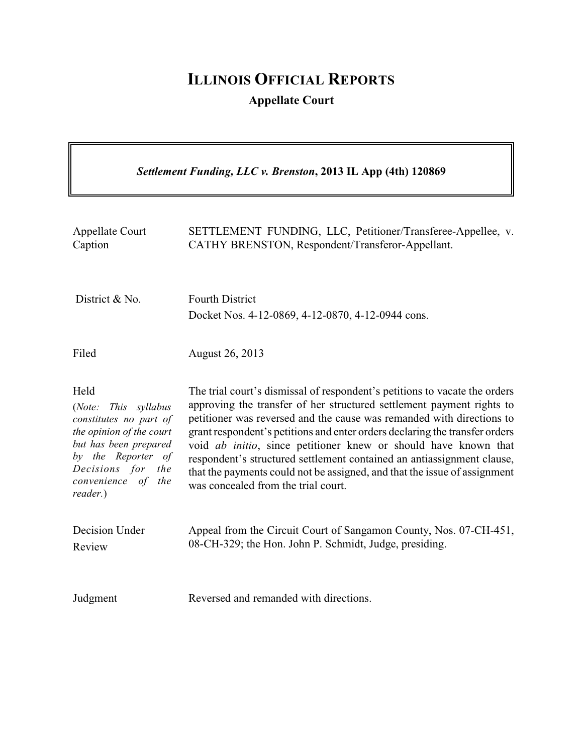# ILLINOIS OFFICIAL REPORTS

## Appellate Court

***Settlement Funding, LLC v. Brenston*, 2013 IL App (4th) 120869**

| | |
|---|---|
| Appellate Court Caption | SETTLEMENT FUNDING, LLC, Petitioner/Transferee-Appellee, v. CATHY BRENSTON, Respondent/Transferor-Appellant. |
| District & No. | Fourth District<br>Docket Nos. 4-12-0869, 4-12-0870, 4-12-0944 cons. |
| Filed | August 26, 2013 |
| Held<br>(*Note: This syllabus constitutes no part of the opinion of the court but has been prepared by the Reporter of Decisions for the convenience of the reader.*) | The trial court's dismissal of respondent's petitions to vacate the orders approving the transfer of her structured settlement payment rights to petitioner was reversed and the cause was remanded with directions to grant respondent's petitions and enter orders declaring the transfer orders void *ab initio*, since petitioner knew or should have known that respondent's structured settlement contained an antiassignment clause, that the payments could not be assigned, and that the issue of assignment was concealed from the trial court. |
| Decision Under Review | Appeal from the Circuit Court of Sangamon County, Nos. 07-CH-451, 08-CH-329; the Hon. John P. Schmidt, Judge, presiding. |
| Judgment | Reversed and remanded with directions. |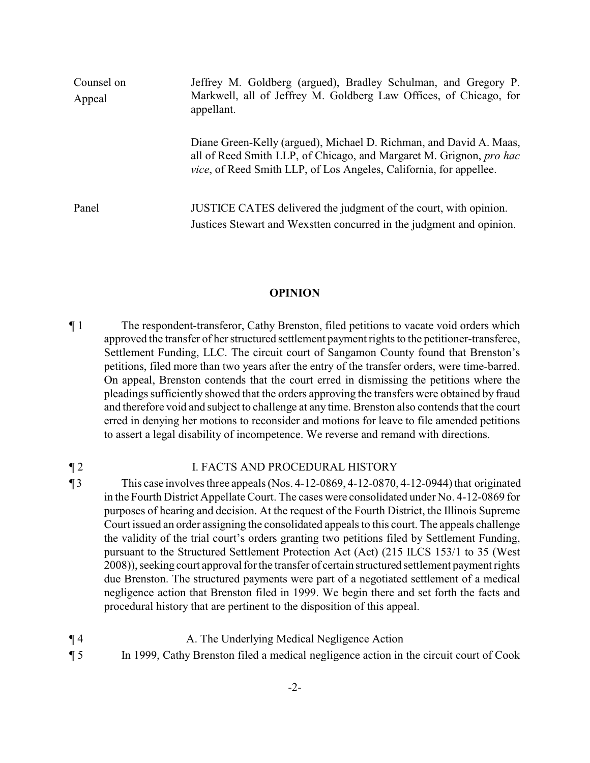| | |
|---|---|
| Counsel on Appeal | Jeffrey M. Goldberg (argued), Bradley Schulman, and Gregory P. Markwell, all of Jeffrey M. Goldberg Law Offices, of Chicago, for appellant.<br><br>Diane Green-Kelly (argued), Michael D. Richman, and David A. Maas, all of Reed Smith LLP, of Chicago, and Margaret M. Grignon, *pro hac vice*, of Reed Smith LLP, of Los Angeles, California, for appellee. |
| Panel | JUSTICE CATES delivered the judgment of the court, with opinion.<br>Justices Stewart and Wexstten concurred in the judgment and opinion. |

## OPINION

¶ 1 The respondent-transferor, Cathy Brenston, filed petitions to vacate void orders which approved the transfer of her structured settlement payment rights to the petitioner-transferee, Settlement Funding, LLC. The circuit court of Sangamon County found that Brenston's petitions, filed more than two years after the entry of the transfer orders, were time-barred. On appeal, Brenston contends that the court erred in dismissing the petitions where the pleadings sufficiently showed that the orders approving the transfers were obtained by fraud and therefore void and subject to challenge at any time. Brenston also contends that the court erred in denying her motions to reconsider and motions for leave to file amended petitions to assert a legal disability of incompetence. We reverse and remand with directions.

¶ 2 I. FACTS AND PROCEDURAL HISTORY

¶ 3 This case involves three appeals (Nos. 4-12-0869, 4-12-0870, 4-12-0944) that originated in the Fourth District Appellate Court. The cases were consolidated under No. 4-12-0869 for purposes of hearing and decision. At the request of the Fourth District, the Illinois Supreme Court issued an order assigning the consolidated appeals to this court. The appeals challenge the validity of the trial court's orders granting two petitions filed by Settlement Funding, pursuant to the Structured Settlement Protection Act (Act) (215 ILCS 153/1 to 35 (West 2008)), seeking court approval for the transfer of certain structured settlement payment rights due Brenston. The structured payments were part of a negotiated settlement of a medical negligence action that Brenston filed in 1999. We begin there and set forth the facts and procedural history that are pertinent to the disposition of this appeal.

¶ 4 A. The Underlying Medical Negligence Action

¶ 5 In 1999, Cathy Brenston filed a medical negligence action in the circuit court of Cook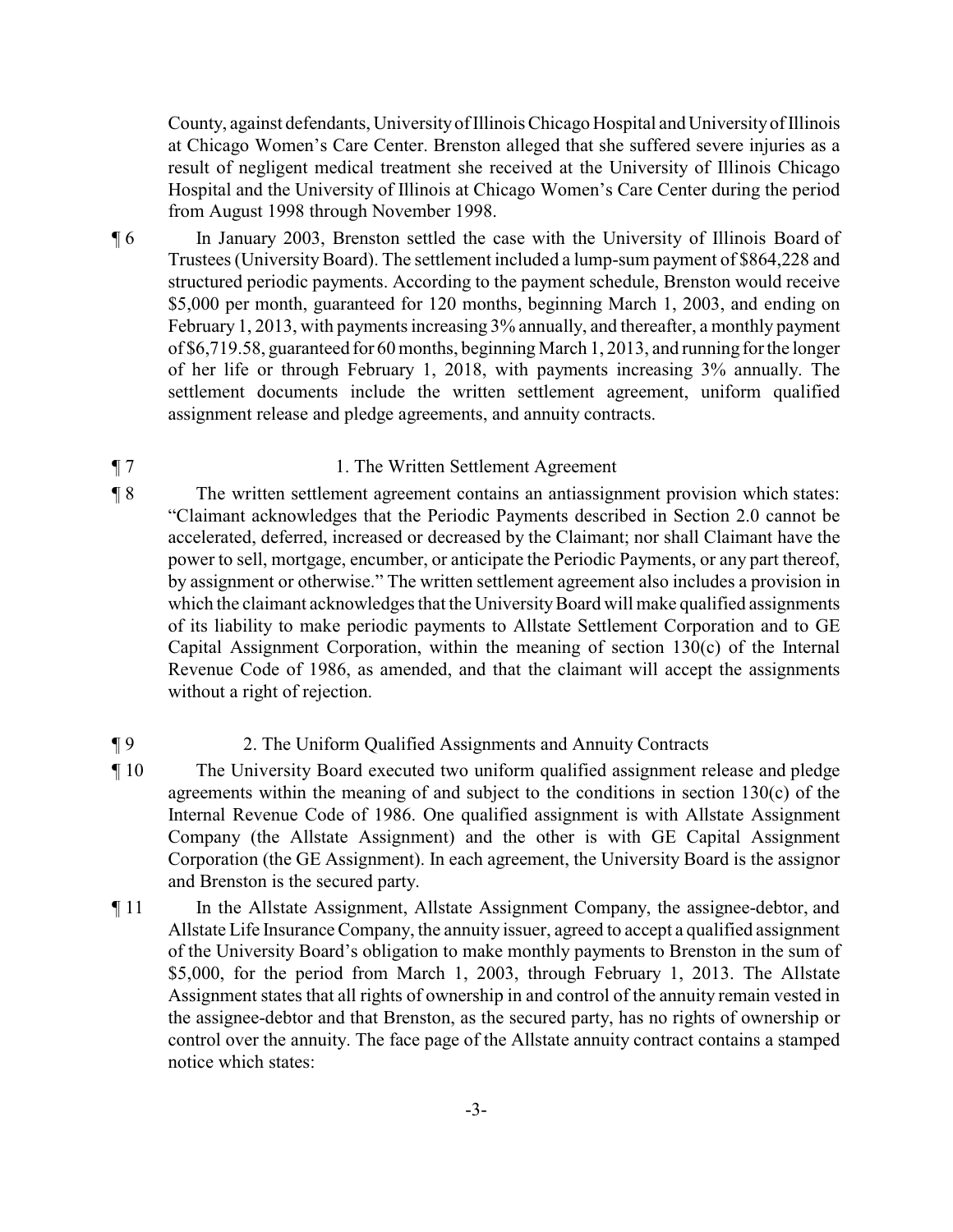County, against defendants, University of Illinois Chicago Hospital and University of Illinois at Chicago Women's Care Center. Brenston alleged that she suffered severe injuries as a result of negligent medical treatment she received at the University of Illinois Chicago Hospital and the University of Illinois at Chicago Women's Care Center during the period from August 1998 through November 1998.

¶ 6 In January 2003, Brenston settled the case with the University of Illinois Board of Trustees (University Board). The settlement included a lump-sum payment of $864,228 and structured periodic payments. According to the payment schedule, Brenston would receive $5,000 per month, guaranteed for 120 months, beginning March 1, 2003, and ending on February 1, 2013, with payments increasing 3% annually, and thereafter, a monthly payment of $6,719.58, guaranteed for 60 months, beginning March 1, 2013, and running for the longer of her life or through February 1, 2018, with payments increasing 3% annually. The settlement documents include the written settlement agreement, uniform qualified assignment release and pledge agreements, and annuity contracts.

¶ 7 1. The Written Settlement Agreement

¶ 8 The written settlement agreement contains an antiassignment provision which states: "Claimant acknowledges that the Periodic Payments described in Section 2.0 cannot be accelerated, deferred, increased or decreased by the Claimant; nor shall Claimant have the power to sell, mortgage, encumber, or anticipate the Periodic Payments, or any part thereof, by assignment or otherwise." The written settlement agreement also includes a provision in which the claimant acknowledges that the University Board will make qualified assignments of its liability to make periodic payments to Allstate Settlement Corporation and to GE Capital Assignment Corporation, within the meaning of section 130(c) of the Internal Revenue Code of 1986, as amended, and that the claimant will accept the assignments without a right of rejection.

¶ 9 2. The Uniform Qualified Assignments and Annuity Contracts

¶ 10 The University Board executed two uniform qualified assignment release and pledge agreements within the meaning of and subject to the conditions in section 130(c) of the Internal Revenue Code of 1986. One qualified assignment is with Allstate Assignment Company (the Allstate Assignment) and the other is with GE Capital Assignment Corporation (the GE Assignment). In each agreement, the University Board is the assignor and Brenston is the secured party.

¶ 11 In the Allstate Assignment, Allstate Assignment Company, the assignee-debtor, and Allstate Life Insurance Company, the annuity issuer, agreed to accept a qualified assignment of the University Board's obligation to make monthly payments to Brenston in the sum of $5,000, for the period from March 1, 2003, through February 1, 2013. The Allstate Assignment states that all rights of ownership in and control of the annuity remain vested in the assignee-debtor and that Brenston, as the secured party, has no rights of ownership or control over the annuity. The face page of the Allstate annuity contract contains a stamped notice which states: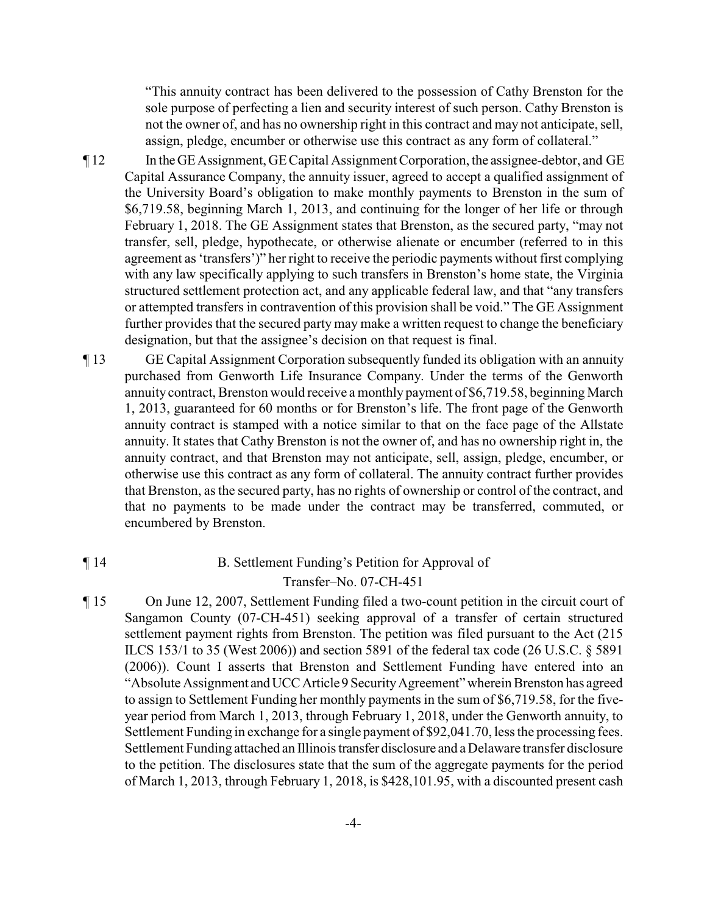"This annuity contract has been delivered to the possession of Cathy Brenston for the sole purpose of perfecting a lien and security interest of such person. Cathy Brenston is not the owner of, and has no ownership right in this contract and may not anticipate, sell, assign, pledge, encumber or otherwise use this contract as any form of collateral."

¶ 12 In the GE Assignment, GE Capital Assignment Corporation, the assignee-debtor, and GE Capital Assurance Company, the annuity issuer, agreed to accept a qualified assignment of the University Board's obligation to make monthly payments to Brenston in the sum of $6,719.58, beginning March 1, 2013, and continuing for the longer of her life or through February 1, 2018. The GE Assignment states that Brenston, as the secured party, "may not transfer, sell, pledge, hypothecate, or otherwise alienate or encumber (referred to in this agreement as 'transfers')" her right to receive the periodic payments without first complying with any law specifically applying to such transfers in Brenston's home state, the Virginia structured settlement protection act, and any applicable federal law, and that "any transfers or attempted transfers in contravention of this provision shall be void." The GE Assignment further provides that the secured party may make a written request to change the beneficiary designation, but that the assignee's decision on that request is final.

¶ 13 GE Capital Assignment Corporation subsequently funded its obligation with an annuity purchased from Genworth Life Insurance Company. Under the terms of the Genworth annuity contract, Brenston would receive a monthly payment of $6,719.58, beginning March 1, 2013, guaranteed for 60 months or for Brenston's life. The front page of the Genworth annuity contract is stamped with a notice similar to that on the face page of the Allstate annuity. It states that Cathy Brenston is not the owner of, and has no ownership right in, the annuity contract, and that Brenston may not anticipate, sell, assign, pledge, encumber, or otherwise use this contract as any form of collateral. The annuity contract further provides that Brenston, as the secured party, has no rights of ownership or control of the contract, and that no payments to be made under the contract may be transferred, commuted, or encumbered by Brenston.

¶ 14 B. Settlement Funding's Petition for Approval of Transfer–No. 07-CH-451

¶ 15 On June 12, 2007, Settlement Funding filed a two-count petition in the circuit court of Sangamon County (07-CH-451) seeking approval of a transfer of certain structured settlement payment rights from Brenston. The petition was filed pursuant to the Act (215 ILCS 153/1 to 35 (West 2006)) and section 5891 of the federal tax code (26 U.S.C. § 5891 (2006)). Count I asserts that Brenston and Settlement Funding have entered into an "Absolute Assignment and UCC Article 9 Security Agreement" wherein Brenston has agreed to assign to Settlement Funding her monthly payments in the sum of $6,719.58, for the five-year period from March 1, 2013, through February 1, 2018, under the Genworth annuity, to Settlement Funding in exchange for a single payment of $92,041.70, less the processing fees. Settlement Funding attached an Illinois transfer disclosure and a Delaware transfer disclosure to the petition. The disclosures state that the sum of the aggregate payments for the period of March 1, 2013, through February 1, 2018, is $428,101.95, with a discounted present cash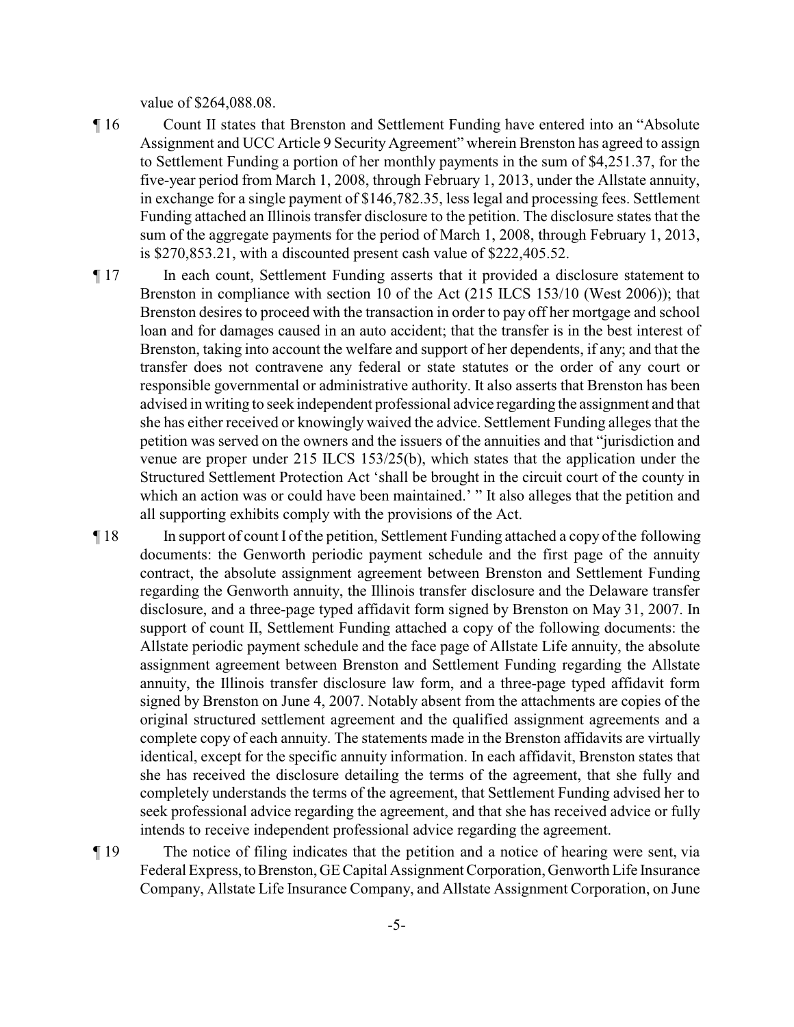value of $264,088.08.

¶ 16 Count II states that Brenston and Settlement Funding have entered into an "Absolute Assignment and UCC Article 9 Security Agreement" wherein Brenston has agreed to assign to Settlement Funding a portion of her monthly payments in the sum of $4,251.37, for the five-year period from March 1, 2008, through February 1, 2013, under the Allstate annuity, in exchange for a single payment of $146,782.35, less legal and processing fees. Settlement Funding attached an Illinois transfer disclosure to the petition. The disclosure states that the sum of the aggregate payments for the period of March 1, 2008, through February 1, 2013, is $270,853.21, with a discounted present cash value of $222,405.52.

¶ 17 In each count, Settlement Funding asserts that it provided a disclosure statement to Brenston in compliance with section 10 of the Act (215 ILCS 153/10 (West 2006)); that Brenston desires to proceed with the transaction in order to pay off her mortgage and school loan and for damages caused in an auto accident; that the transfer is in the best interest of Brenston, taking into account the welfare and support of her dependents, if any; and that the transfer does not contravene any federal or state statutes or the order of any court or responsible governmental or administrative authority. It also asserts that Brenston has been advised in writing to seek independent professional advice regarding the assignment and that she has either received or knowingly waived the advice. Settlement Funding alleges that the petition was served on the owners and the issuers of the annuities and that "jurisdiction and venue are proper under 215 ILCS 153/25(b), which states that the application under the Structured Settlement Protection Act 'shall be brought in the circuit court of the county in which an action was or could have been maintained.' " It also alleges that the petition and all supporting exhibits comply with the provisions of the Act.

¶ 18 In support of count I of the petition, Settlement Funding attached a copy of the following documents: the Genworth periodic payment schedule and the first page of the annuity contract, the absolute assignment agreement between Brenston and Settlement Funding regarding the Genworth annuity, the Illinois transfer disclosure and the Delaware transfer disclosure, and a three-page typed affidavit form signed by Brenston on May 31, 2007. In support of count II, Settlement Funding attached a copy of the following documents: the Allstate periodic payment schedule and the face page of Allstate Life annuity, the absolute assignment agreement between Brenston and Settlement Funding regarding the Allstate annuity, the Illinois transfer disclosure law form, and a three-page typed affidavit form signed by Brenston on June 4, 2007. Notably absent from the attachments are copies of the original structured settlement agreement and the qualified assignment agreements and a complete copy of each annuity. The statements made in the Brenston affidavits are virtually identical, except for the specific annuity information. In each affidavit, Brenston states that she has received the disclosure detailing the terms of the agreement, that she fully and completely understands the terms of the agreement, that Settlement Funding advised her to seek professional advice regarding the agreement, and that she has received advice or fully intends to receive independent professional advice regarding the agreement.

¶ 19 The notice of filing indicates that the petition and a notice of hearing were sent, via Federal Express, to Brenston, GE Capital Assignment Corporation, Genworth Life Insurance Company, Allstate Life Insurance Company, and Allstate Assignment Corporation, on June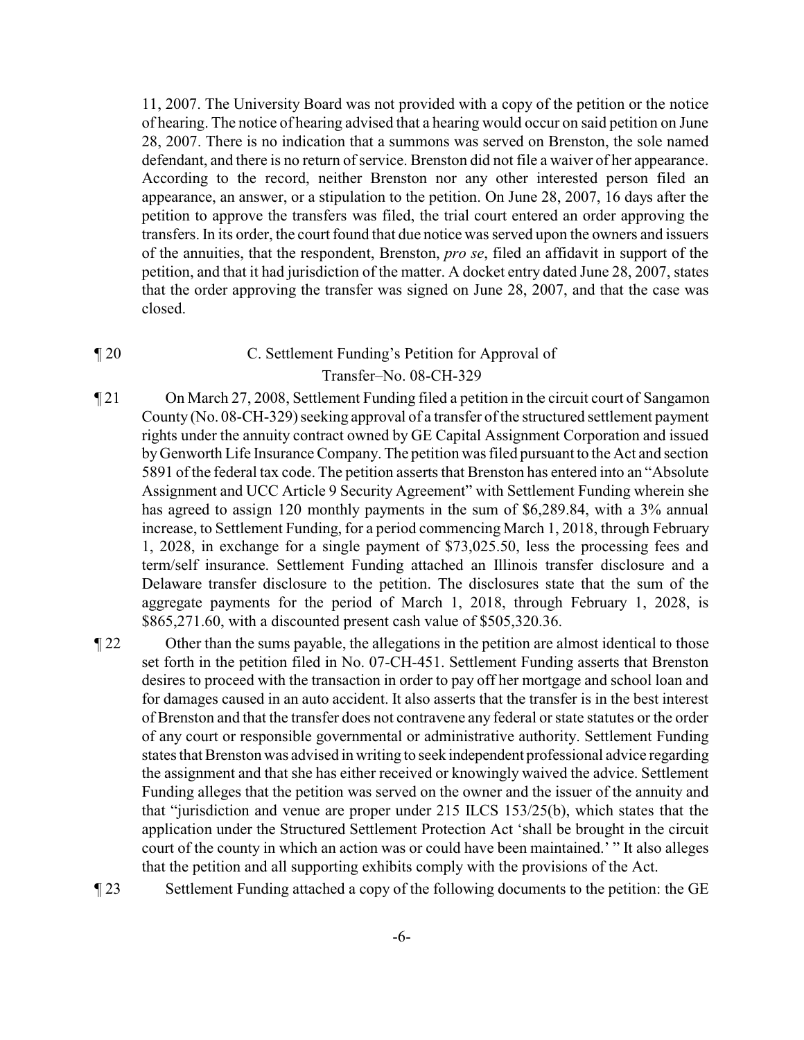11, 2007. The University Board was not provided with a copy of the petition or the notice of hearing. The notice of hearing advised that a hearing would occur on said petition on June 28, 2007. There is no indication that a summons was served on Brenston, the sole named defendant, and there is no return of service. Brenston did not file a waiver of her appearance. According to the record, neither Brenston nor any other interested person filed an appearance, an answer, or a stipulation to the petition. On June 28, 2007, 16 days after the petition to approve the transfers was filed, the trial court entered an order approving the transfers. In its order, the court found that due notice was served upon the owners and issuers of the annuities, that the respondent, Brenston, *pro se*, filed an affidavit in support of the petition, and that it had jurisdiction of the matter. A docket entry dated June 28, 2007, states that the order approving the transfer was signed on June 28, 2007, and that the case was closed.

¶ 20 C. Settlement Funding's Petition for Approval of Transfer–No. 08-CH-329

¶ 21 On March 27, 2008, Settlement Funding filed a petition in the circuit court of Sangamon County (No. 08-CH-329) seeking approval of a transfer of the structured settlement payment rights under the annuity contract owned by GE Capital Assignment Corporation and issued by Genworth Life Insurance Company. The petition was filed pursuant to the Act and section 5891 of the federal tax code. The petition asserts that Brenston has entered into an "Absolute Assignment and UCC Article 9 Security Agreement" with Settlement Funding wherein she has agreed to assign 120 monthly payments in the sum of $6,289.84, with a 3% annual increase, to Settlement Funding, for a period commencing March 1, 2018, through February 1, 2028, in exchange for a single payment of $73,025.50, less the processing fees and term/self insurance. Settlement Funding attached an Illinois transfer disclosure and a Delaware transfer disclosure to the petition. The disclosures state that the sum of the aggregate payments for the period of March 1, 2018, through February 1, 2028, is $865,271.60, with a discounted present cash value of $505,320.36.

¶ 22 Other than the sums payable, the allegations in the petition are almost identical to those set forth in the petition filed in No. 07-CH-451. Settlement Funding asserts that Brenston desires to proceed with the transaction in order to pay off her mortgage and school loan and for damages caused in an auto accident. It also asserts that the transfer is in the best interest of Brenston and that the transfer does not contravene any federal or state statutes or the order of any court or responsible governmental or administrative authority. Settlement Funding states that Brenston was advised in writing to seek independent professional advice regarding the assignment and that she has either received or knowingly waived the advice. Settlement Funding alleges that the petition was served on the owner and the issuer of the annuity and that "jurisdiction and venue are proper under 215 ILCS 153/25(b), which states that the application under the Structured Settlement Protection Act 'shall be brought in the circuit court of the county in which an action was or could have been maintained.' " It also alleges that the petition and all supporting exhibits comply with the provisions of the Act.

¶ 23 Settlement Funding attached a copy of the following documents to the petition: the GE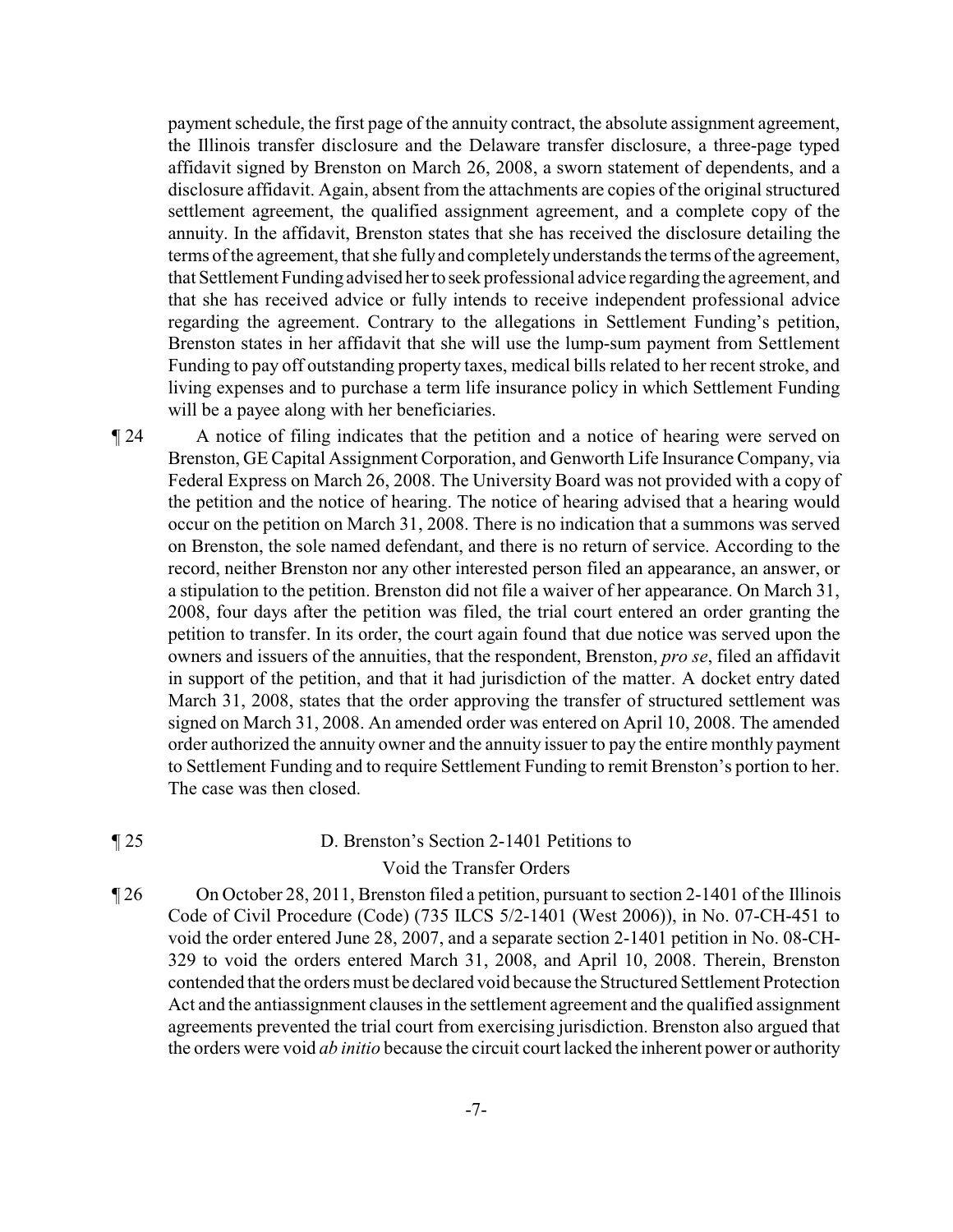payment schedule, the first page of the annuity contract, the absolute assignment agreement, the Illinois transfer disclosure and the Delaware transfer disclosure, a three-page typed affidavit signed by Brenston on March 26, 2008, a sworn statement of dependents, and a disclosure affidavit. Again, absent from the attachments are copies of the original structured settlement agreement, the qualified assignment agreement, and a complete copy of the annuity. In the affidavit, Brenston states that she has received the disclosure detailing the terms of the agreement, that she fully and completely understands the terms of the agreement, that Settlement Funding advised her to seek professional advice regarding the agreement, and that she has received advice or fully intends to receive independent professional advice regarding the agreement. Contrary to the allegations in Settlement Funding's petition, Brenston states in her affidavit that she will use the lump-sum payment from Settlement Funding to pay off outstanding property taxes, medical bills related to her recent stroke, and living expenses and to purchase a term life insurance policy in which Settlement Funding will be a payee along with her beneficiaries.

¶ 24 A notice of filing indicates that the petition and a notice of hearing were served on Brenston, GE Capital Assignment Corporation, and Genworth Life Insurance Company, via Federal Express on March 26, 2008. The University Board was not provided with a copy of the petition and the notice of hearing. The notice of hearing advised that a hearing would occur on the petition on March 31, 2008. There is no indication that a summons was served on Brenston, the sole named defendant, and there is no return of service. According to the record, neither Brenston nor any other interested person filed an appearance, an answer, or a stipulation to the petition. Brenston did not file a waiver of her appearance. On March 31, 2008, four days after the petition was filed, the trial court entered an order granting the petition to transfer. In its order, the court again found that due notice was served upon the owners and issuers of the annuities, that the respondent, Brenston, *pro se*, filed an affidavit in support of the petition, and that it had jurisdiction of the matter. A docket entry dated March 31, 2008, states that the order approving the transfer of structured settlement was signed on March 31, 2008. An amended order was entered on April 10, 2008. The amended order authorized the annuity owner and the annuity issuer to pay the entire monthly payment to Settlement Funding and to require Settlement Funding to remit Brenston's portion to her. The case was then closed.

¶ 25 D. Brenston's Section 2-1401 Petitions to Void the Transfer Orders

¶ 26 On October 28, 2011, Brenston filed a petition, pursuant to section 2-1401 of the Illinois Code of Civil Procedure (Code) (735 ILCS 5/2-1401 (West 2006)), in No. 07-CH-451 to void the order entered June 28, 2007, and a separate section 2-1401 petition in No. 08-CH-329 to void the orders entered March 31, 2008, and April 10, 2008. Therein, Brenston contended that the orders must be declared void because the Structured Settlement Protection Act and the antiassignment clauses in the settlement agreement and the qualified assignment agreements prevented the trial court from exercising jurisdiction. Brenston also argued that the orders were void *ab initio* because the circuit court lacked the inherent power or authority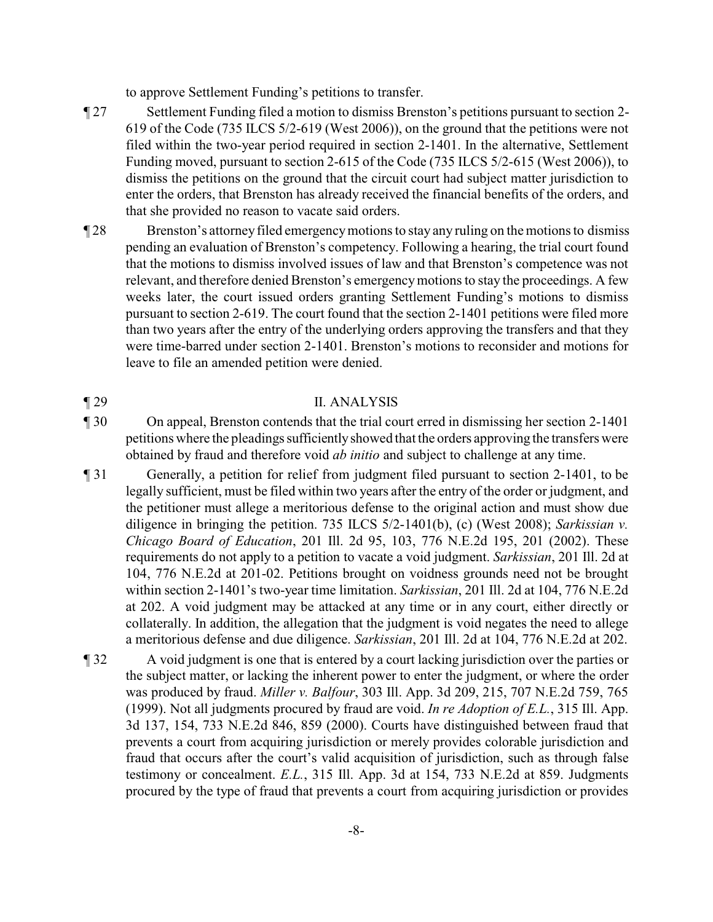to approve Settlement Funding's petitions to transfer.

¶ 27 Settlement Funding filed a motion to dismiss Brenston's petitions pursuant to section 2-619 of the Code (735 ILCS 5/2-619 (West 2006)), on the ground that the petitions were not filed within the two-year period required in section 2-1401. In the alternative, Settlement Funding moved, pursuant to section 2-615 of the Code (735 ILCS 5/2-615 (West 2006)), to dismiss the petitions on the ground that the circuit court had subject matter jurisdiction to enter the orders, that Brenston has already received the financial benefits of the orders, and that she provided no reason to vacate said orders.

¶ 28 Brenston's attorney filed emergency motions to stay any ruling on the motions to dismiss pending an evaluation of Brenston's competency. Following a hearing, the trial court found that the motions to dismiss involved issues of law and that Brenston's competence was not relevant, and therefore denied Brenston's emergency motions to stay the proceedings. A few weeks later, the court issued orders granting Settlement Funding's motions to dismiss pursuant to section 2-619. The court found that the section 2-1401 petitions were filed more than two years after the entry of the underlying orders approving the transfers and that they were time-barred under section 2-1401. Brenston's motions to reconsider and motions for leave to file an amended petition were denied.

¶ 29 II. ANALYSIS

¶ 30 On appeal, Brenston contends that the trial court erred in dismissing her section 2-1401 petitions where the pleadings sufficiently showed that the orders approving the transfers were obtained by fraud and therefore void *ab initio* and subject to challenge at any time.

¶ 31 Generally, a petition for relief from judgment filed pursuant to section 2-1401, to be legally sufficient, must be filed within two years after the entry of the order or judgment, and the petitioner must allege a meritorious defense to the original action and must show due diligence in bringing the petition. 735 ILCS 5/2-1401(b), (c) (West 2008); *Sarkissian v. Chicago Board of Education*, 201 Ill. 2d 95, 103, 776 N.E.2d 195, 201 (2002). These requirements do not apply to a petition to vacate a void judgment. *Sarkissian*, 201 Ill. 2d at 104, 776 N.E.2d at 201-02. Petitions brought on voidness grounds need not be brought within section 2-1401's two-year time limitation. *Sarkissian*, 201 Ill. 2d at 104, 776 N.E.2d at 202. A void judgment may be attacked at any time or in any court, either directly or collaterally. In addition, the allegation that the judgment is void negates the need to allege a meritorious defense and due diligence. *Sarkissian*, 201 Ill. 2d at 104, 776 N.E.2d at 202.

¶ 32 A void judgment is one that is entered by a court lacking jurisdiction over the parties or the subject matter, or lacking the inherent power to enter the judgment, or where the order was produced by fraud. *Miller v. Balfour*, 303 Ill. App. 3d 209, 215, 707 N.E.2d 759, 765 (1999). Not all judgments procured by fraud are void. *In re Adoption of E.L.*, 315 Ill. App. 3d 137, 154, 733 N.E.2d 846, 859 (2000). Courts have distinguished between fraud that prevents a court from acquiring jurisdiction or merely provides colorable jurisdiction and fraud that occurs after the court's valid acquisition of jurisdiction, such as through false testimony or concealment. *E.L.*, 315 Ill. App. 3d at 154, 733 N.E.2d at 859. Judgments procured by the type of fraud that prevents a court from acquiring jurisdiction or provides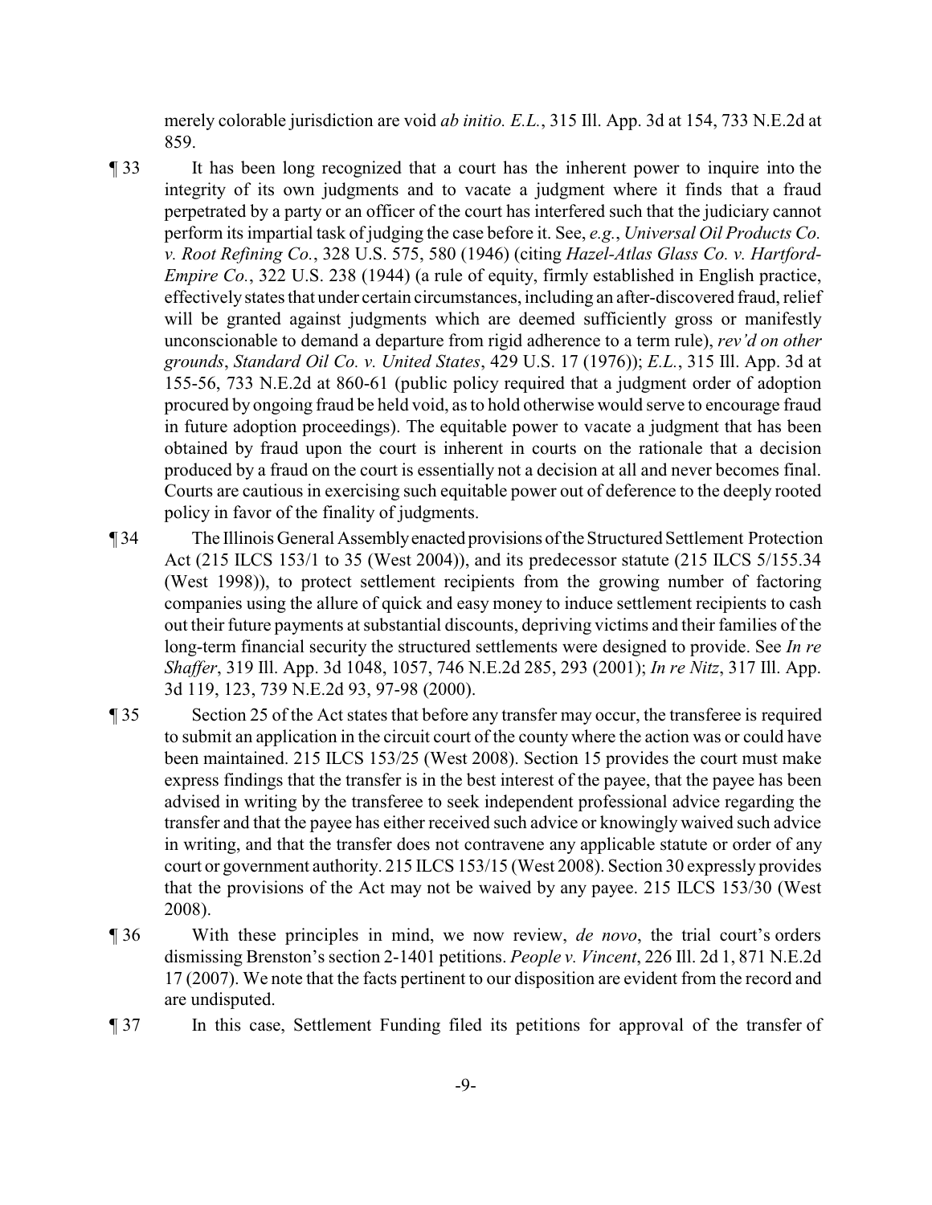merely colorable jurisdiction are void *ab initio. E.L.*, 315 Ill. App. 3d at 154, 733 N.E.2d at 859.

¶ 33 It has been long recognized that a court has the inherent power to inquire into the integrity of its own judgments and to vacate a judgment where it finds that a fraud perpetrated by a party or an officer of the court has interfered such that the judiciary cannot perform its impartial task of judging the case before it. See, *e.g.*, *Universal Oil Products Co. v. Root Refining Co.*, 328 U.S. 575, 580 (1946) (citing *Hazel-Atlas Glass Co. v. Hartford-Empire Co.*, 322 U.S. 238 (1944) (a rule of equity, firmly established in English practice, effectively states that under certain circumstances, including an after-discovered fraud, relief will be granted against judgments which are deemed sufficiently gross or manifestly unconscionable to demand a departure from rigid adherence to a term rule), *rev'd on other grounds*, *Standard Oil Co. v. United States*, 429 U.S. 17 (1976)); *E.L.*, 315 Ill. App. 3d at 155-56, 733 N.E.2d at 860-61 (public policy required that a judgment order of adoption procured by ongoing fraud be held void, as to hold otherwise would serve to encourage fraud in future adoption proceedings). The equitable power to vacate a judgment that has been obtained by fraud upon the court is inherent in courts on the rationale that a decision produced by a fraud on the court is essentially not a decision at all and never becomes final. Courts are cautious in exercising such equitable power out of deference to the deeply rooted policy in favor of the finality of judgments.

¶ 34 The Illinois General Assembly enacted provisions of the Structured Settlement Protection Act (215 ILCS 153/1 to 35 (West 2004)), and its predecessor statute (215 ILCS 5/155.34 (West 1998)), to protect settlement recipients from the growing number of factoring companies using the allure of quick and easy money to induce settlement recipients to cash out their future payments at substantial discounts, depriving victims and their families of the long-term financial security the structured settlements were designed to provide. See *In re Shaffer*, 319 Ill. App. 3d 1048, 1057, 746 N.E.2d 285, 293 (2001); *In re Nitz*, 317 Ill. App. 3d 119, 123, 739 N.E.2d 93, 97-98 (2000).

¶ 35 Section 25 of the Act states that before any transfer may occur, the transferee is required to submit an application in the circuit court of the county where the action was or could have been maintained. 215 ILCS 153/25 (West 2008). Section 15 provides the court must make express findings that the transfer is in the best interest of the payee, that the payee has been advised in writing by the transferee to seek independent professional advice regarding the transfer and that the payee has either received such advice or knowingly waived such advice in writing, and that the transfer does not contravene any applicable statute or order of any court or government authority. 215 ILCS 153/15 (West 2008). Section 30 expressly provides that the provisions of the Act may not be waived by any payee. 215 ILCS 153/30 (West 2008).

¶ 36 With these principles in mind, we now review, *de novo*, the trial court's orders dismissing Brenston's section 2-1401 petitions. *People v. Vincent*, 226 Ill. 2d 1, 871 N.E.2d 17 (2007). We note that the facts pertinent to our disposition are evident from the record and are undisputed.

¶ 37 In this case, Settlement Funding filed its petitions for approval of the transfer of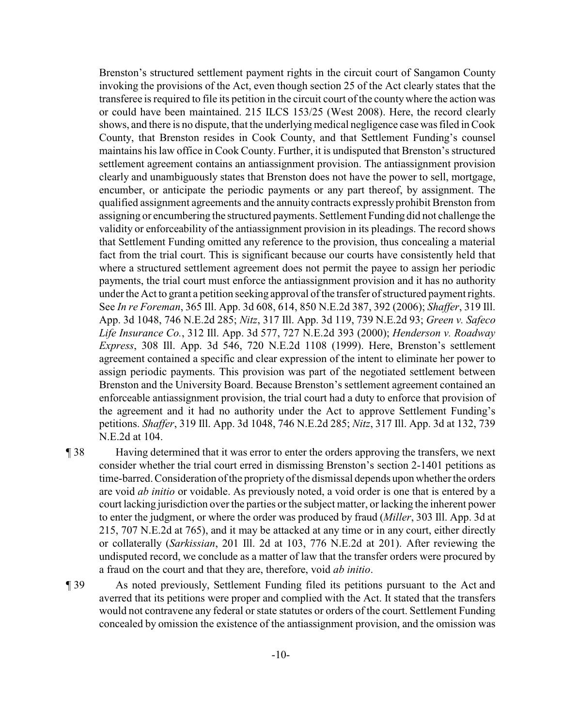Brenston's structured settlement payment rights in the circuit court of Sangamon County invoking the provisions of the Act, even though section 25 of the Act clearly states that the transferee is required to file its petition in the circuit court of the county where the action was or could have been maintained. 215 ILCS 153/25 (West 2008). Here, the record clearly shows, and there is no dispute, that the underlying medical negligence case was filed in Cook County, that Brenston resides in Cook County, and that Settlement Funding's counsel maintains his law office in Cook County. Further, it is undisputed that Brenston's structured settlement agreement contains an antiassignment provision. The antiassignment provision clearly and unambiguously states that Brenston does not have the power to sell, mortgage, encumber, or anticipate the periodic payments or any part thereof, by assignment. The qualified assignment agreements and the annuity contracts expressly prohibit Brenston from assigning or encumbering the structured payments. Settlement Funding did not challenge the validity or enforceability of the antiassignment provision in its pleadings. The record shows that Settlement Funding omitted any reference to the provision, thus concealing a material fact from the trial court. This is significant because our courts have consistently held that where a structured settlement agreement does not permit the payee to assign her periodic payments, the trial court must enforce the antiassignment provision and it has no authority under the Act to grant a petition seeking approval of the transfer of structured payment rights. See *In re Foreman*, 365 Ill. App. 3d 608, 614, 850 N.E.2d 387, 392 (2006); *Shaffer*, 319 Ill. App. 3d 1048, 746 N.E.2d 285; *Nitz*, 317 Ill. App. 3d 119, 739 N.E.2d 93; *Green v. Safeco Life Insurance Co.*, 312 Ill. App. 3d 577, 727 N.E.2d 393 (2000); *Henderson v. Roadway Express*, 308 Ill. App. 3d 546, 720 N.E.2d 1108 (1999). Here, Brenston's settlement agreement contained a specific and clear expression of the intent to eliminate her power to assign periodic payments. This provision was part of the negotiated settlement between Brenston and the University Board. Because Brenston's settlement agreement contained an enforceable antiassignment provision, the trial court had a duty to enforce that provision of the agreement and it had no authority under the Act to approve Settlement Funding's petitions. *Shaffer*, 319 Ill. App. 3d 1048, 746 N.E.2d 285; *Nitz*, 317 Ill. App. 3d at 132, 739 N.E.2d at 104.

¶ 38 Having determined that it was error to enter the orders approving the transfers, we next consider whether the trial court erred in dismissing Brenston's section 2-1401 petitions as time-barred. Consideration of the propriety of the dismissal depends upon whether the orders are void *ab initio* or voidable. As previously noted, a void order is one that is entered by a court lacking jurisdiction over the parties or the subject matter, or lacking the inherent power to enter the judgment, or where the order was produced by fraud (*Miller*, 303 Ill. App. 3d at 215, 707 N.E.2d at 765), and it may be attacked at any time or in any court, either directly or collaterally (*Sarkissian*, 201 Ill. 2d at 103, 776 N.E.2d at 201). After reviewing the undisputed record, we conclude as a matter of law that the transfer orders were procured by a fraud on the court and that they are, therefore, void *ab initio*.

¶ 39 As noted previously, Settlement Funding filed its petitions pursuant to the Act and averred that its petitions were proper and complied with the Act. It stated that the transfers would not contravene any federal or state statutes or orders of the court. Settlement Funding concealed by omission the existence of the antiassignment provision, and the omission was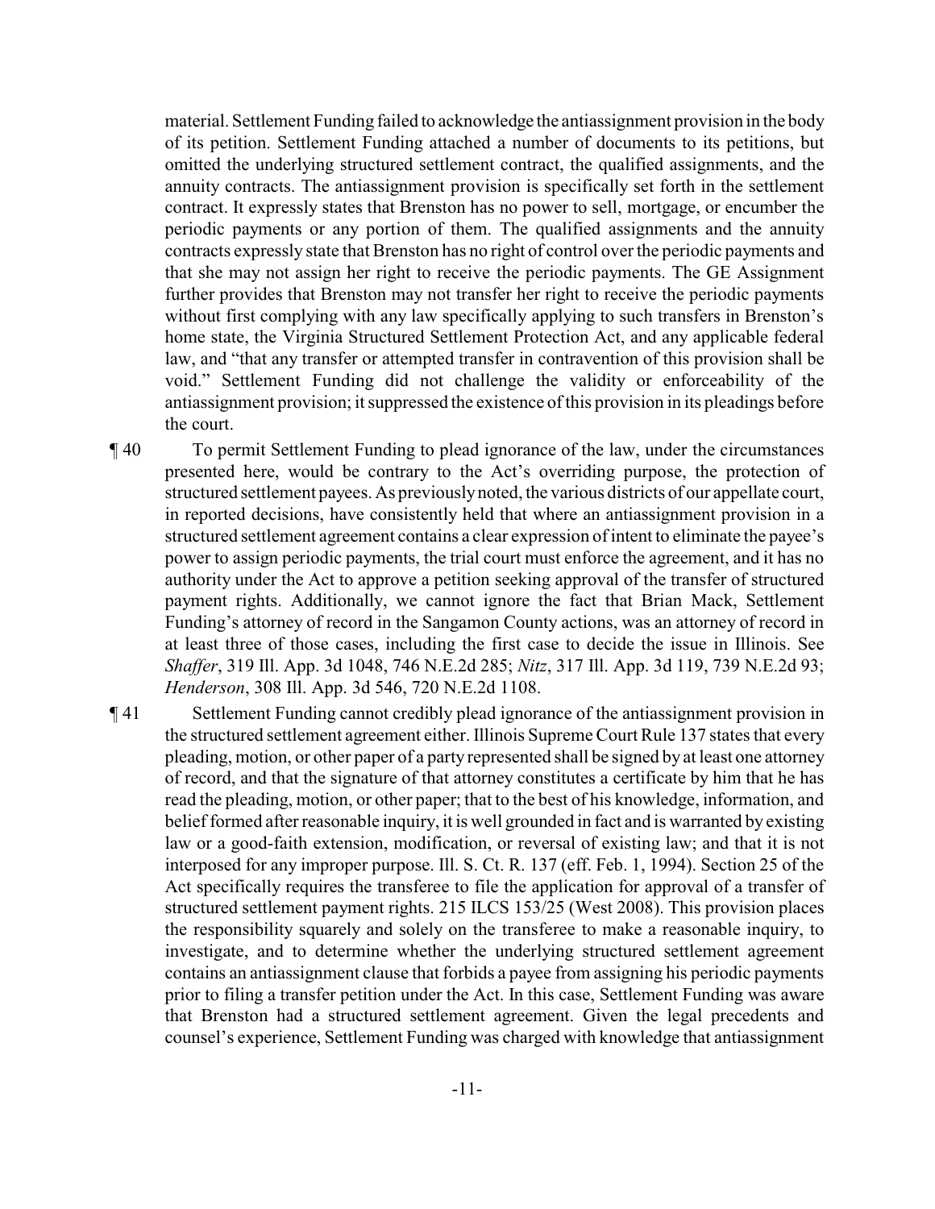material. Settlement Funding failed to acknowledge the antiassignment provision in the body of its petition. Settlement Funding attached a number of documents to its petitions, but omitted the underlying structured settlement contract, the qualified assignments, and the annuity contracts. The antiassignment provision is specifically set forth in the settlement contract. It expressly states that Brenston has no power to sell, mortgage, or encumber the periodic payments or any portion of them. The qualified assignments and the annuity contracts expressly state that Brenston has no right of control over the periodic payments and that she may not assign her right to receive the periodic payments. The GE Assignment further provides that Brenston may not transfer her right to receive the periodic payments without first complying with any law specifically applying to such transfers in Brenston's home state, the Virginia Structured Settlement Protection Act, and any applicable federal law, and "that any transfer or attempted transfer in contravention of this provision shall be void." Settlement Funding did not challenge the validity or enforceability of the antiassignment provision; it suppressed the existence of this provision in its pleadings before the court.

¶ 40 To permit Settlement Funding to plead ignorance of the law, under the circumstances presented here, would be contrary to the Act's overriding purpose, the protection of structured settlement payees. As previously noted, the various districts of our appellate court, in reported decisions, have consistently held that where an antiassignment provision in a structured settlement agreement contains a clear expression of intent to eliminate the payee's power to assign periodic payments, the trial court must enforce the agreement, and it has no authority under the Act to approve a petition seeking approval of the transfer of structured payment rights. Additionally, we cannot ignore the fact that Brian Mack, Settlement Funding's attorney of record in the Sangamon County actions, was an attorney of record in at least three of those cases, including the first case to decide the issue in Illinois. See *Shaffer*, 319 Ill. App. 3d 1048, 746 N.E.2d 285; *Nitz*, 317 Ill. App. 3d 119, 739 N.E.2d 93; *Henderson*, 308 Ill. App. 3d 546, 720 N.E.2d 1108.

¶ 41 Settlement Funding cannot credibly plead ignorance of the antiassignment provision in the structured settlement agreement either. Illinois Supreme Court Rule 137 states that every pleading, motion, or other paper of a party represented shall be signed by at least one attorney of record, and that the signature of that attorney constitutes a certificate by him that he has read the pleading, motion, or other paper; that to the best of his knowledge, information, and belief formed after reasonable inquiry, it is well grounded in fact and is warranted by existing law or a good-faith extension, modification, or reversal of existing law; and that it is not interposed for any improper purpose. Ill. S. Ct. R. 137 (eff. Feb. 1, 1994). Section 25 of the Act specifically requires the transferee to file the application for approval of a transfer of structured settlement payment rights. 215 ILCS 153/25 (West 2008). This provision places the responsibility squarely and solely on the transferee to make a reasonable inquiry, to investigate, and to determine whether the underlying structured settlement agreement contains an antiassignment clause that forbids a payee from assigning his periodic payments prior to filing a transfer petition under the Act. In this case, Settlement Funding was aware that Brenston had a structured settlement agreement. Given the legal precedents and counsel's experience, Settlement Funding was charged with knowledge that antiassignment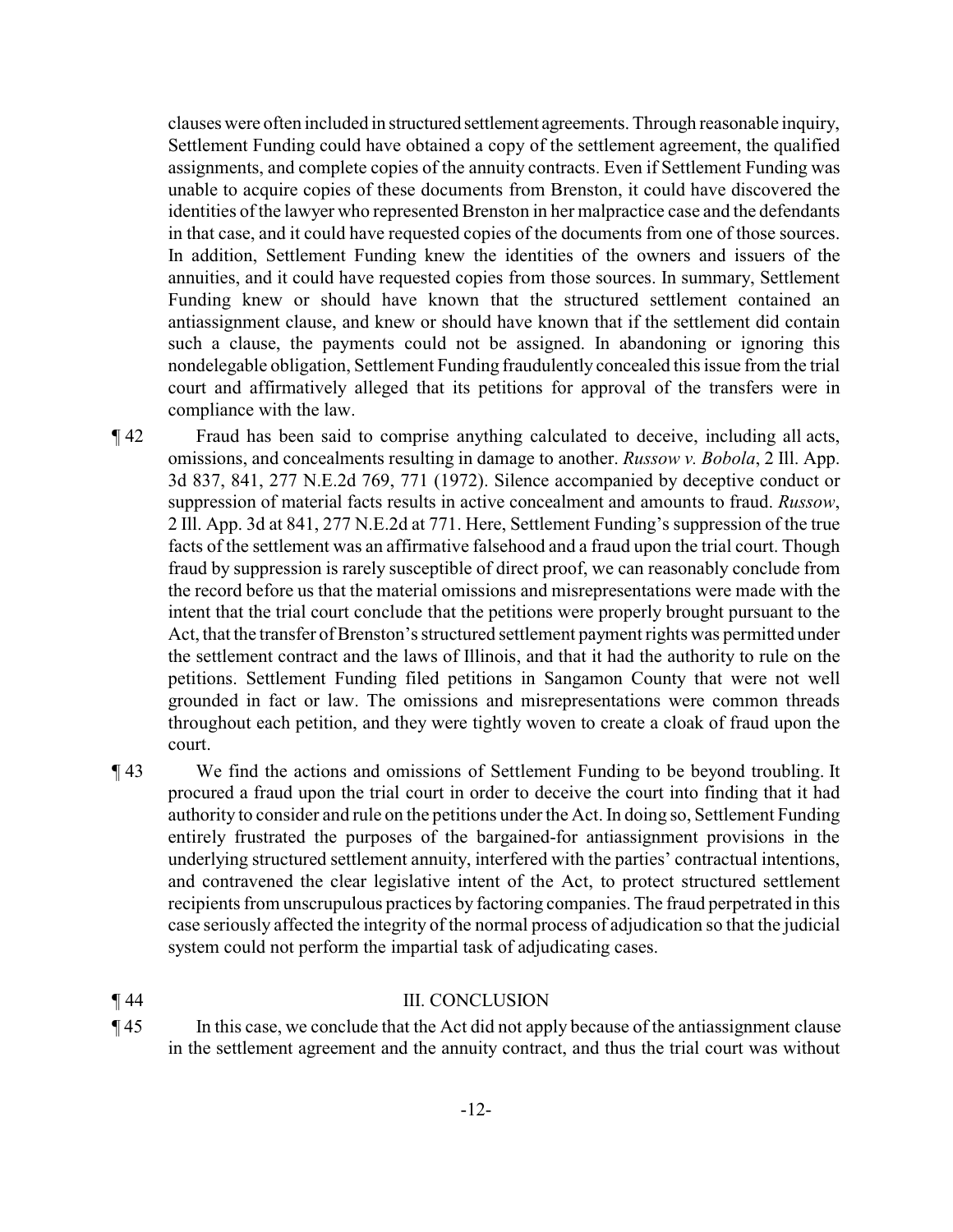clauses were often included in structured settlement agreements. Through reasonable inquiry, Settlement Funding could have obtained a copy of the settlement agreement, the qualified assignments, and complete copies of the annuity contracts. Even if Settlement Funding was unable to acquire copies of these documents from Brenston, it could have discovered the identities of the lawyer who represented Brenston in her malpractice case and the defendants in that case, and it could have requested copies of the documents from one of those sources. In addition, Settlement Funding knew the identities of the owners and issuers of the annuities, and it could have requested copies from those sources. In summary, Settlement Funding knew or should have known that the structured settlement contained an antiassignment clause, and knew or should have known that if the settlement did contain such a clause, the payments could not be assigned. In abandoning or ignoring this nondelegable obligation, Settlement Funding fraudulently concealed this issue from the trial court and affirmatively alleged that its petitions for approval of the transfers were in compliance with the law.

¶ 42 Fraud has been said to comprise anything calculated to deceive, including all acts, omissions, and concealments resulting in damage to another. *Russow v. Bobola*, 2 Ill. App. 3d 837, 841, 277 N.E.2d 769, 771 (1972). Silence accompanied by deceptive conduct or suppression of material facts results in active concealment and amounts to fraud. *Russow*, 2 Ill. App. 3d at 841, 277 N.E.2d at 771. Here, Settlement Funding's suppression of the true facts of the settlement was an affirmative falsehood and a fraud upon the trial court. Though fraud by suppression is rarely susceptible of direct proof, we can reasonably conclude from the record before us that the material omissions and misrepresentations were made with the intent that the trial court conclude that the petitions were properly brought pursuant to the Act, that the transfer of Brenston's structured settlement payment rights was permitted under the settlement contract and the laws of Illinois, and that it had the authority to rule on the petitions. Settlement Funding filed petitions in Sangamon County that were not well grounded in fact or law. The omissions and misrepresentations were common threads throughout each petition, and they were tightly woven to create a cloak of fraud upon the court.

¶ 43 We find the actions and omissions of Settlement Funding to be beyond troubling. It procured a fraud upon the trial court in order to deceive the court into finding that it had authority to consider and rule on the petitions under the Act. In doing so, Settlement Funding entirely frustrated the purposes of the bargained-for antiassignment provisions in the underlying structured settlement annuity, interfered with the parties' contractual intentions, and contravened the clear legislative intent of the Act, to protect structured settlement recipients from unscrupulous practices by factoring companies. The fraud perpetrated in this case seriously affected the integrity of the normal process of adjudication so that the judicial system could not perform the impartial task of adjudicating cases.

¶ 44 III. CONCLUSION

¶ 45 In this case, we conclude that the Act did not apply because of the antiassignment clause in the settlement agreement and the annuity contract, and thus the trial court was without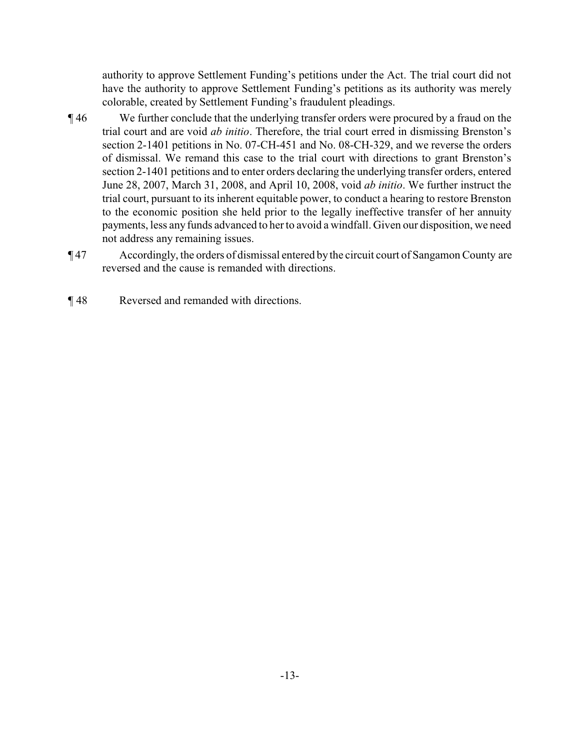authority to approve Settlement Funding's petitions under the Act. The trial court did not have the authority to approve Settlement Funding's petitions as its authority was merely colorable, created by Settlement Funding's fraudulent pleadings.

¶ 46 We further conclude that the underlying transfer orders were procured by a fraud on the trial court and are void *ab initio*. Therefore, the trial court erred in dismissing Brenston's section 2-1401 petitions in No. 07-CH-451 and No. 08-CH-329, and we reverse the orders of dismissal. We remand this case to the trial court with directions to grant Brenston's section 2-1401 petitions and to enter orders declaring the underlying transfer orders, entered June 28, 2007, March 31, 2008, and April 10, 2008, void *ab initio*. We further instruct the trial court, pursuant to its inherent equitable power, to conduct a hearing to restore Brenston to the economic position she held prior to the legally ineffective transfer of her annuity payments, less any funds advanced to her to avoid a windfall. Given our disposition, we need not address any remaining issues.

¶ 47 Accordingly, the orders of dismissal entered by the circuit court of Sangamon County are reversed and the cause is remanded with directions.

¶ 48 Reversed and remanded with directions.